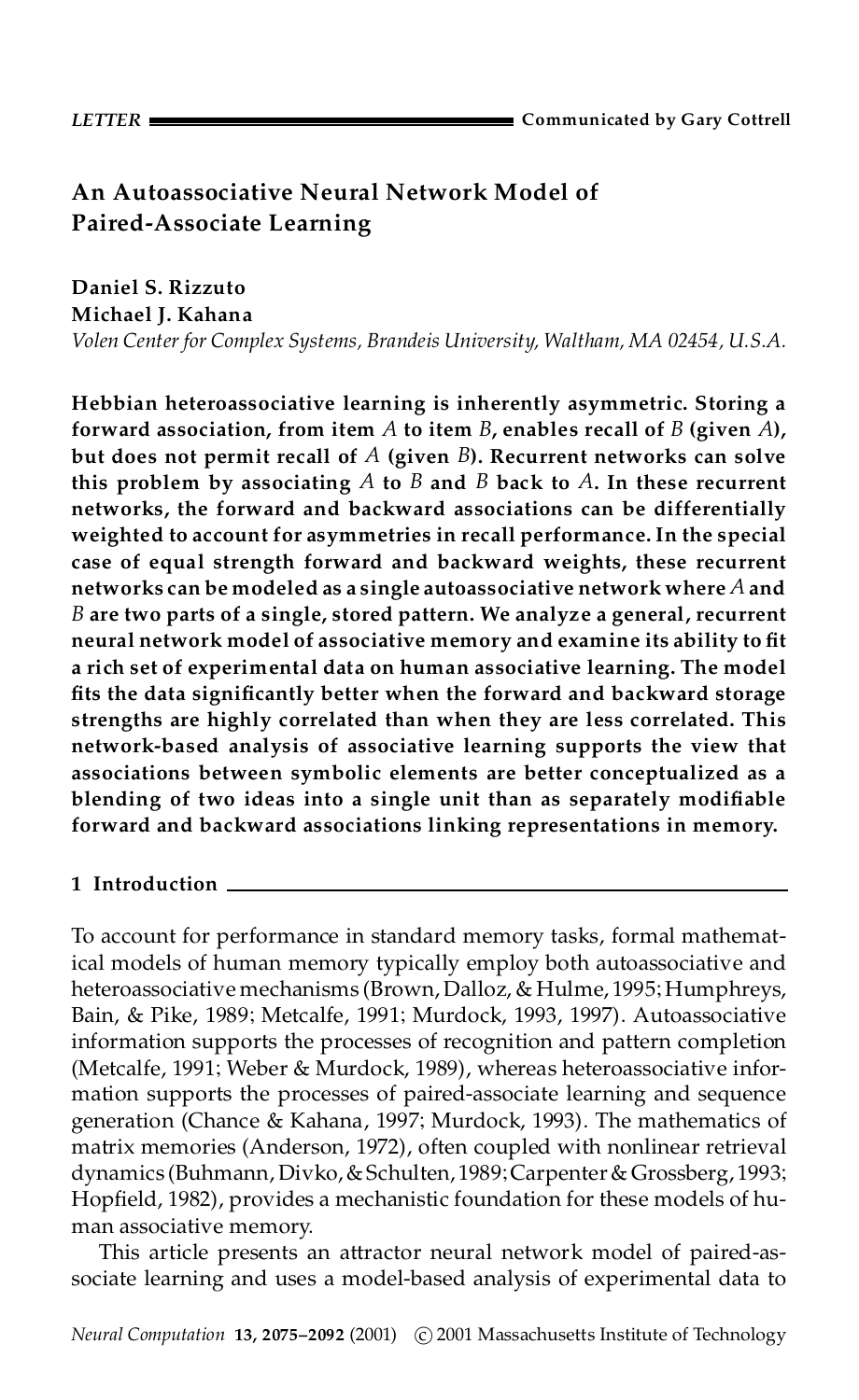LETTER — Communicated by Gary Cottrell

# An Autoassociative Neural Network Model of Paired-Associate Learning

**Daniel S. Rizzuto**
**Michael J. Kahana**
*Volen Center for Complex Systems, Brandeis University, Waltham, MA 02454, U.S.A.*

**Hebbian heteroassociative learning is inherently asymmetric. Storing a forward association, from item $A$ to item $B$, enables recall of $B$ (given $A$), but does not permit recall of $A$ (given $B$). Recurrent networks can solve this problem by associating $A$ to $B$ and $B$ back to $A$. In these recurrent networks, the forward and backward associations can be differentially weighted to account for asymmetries in recall performance. In the special case of equal strength forward and backward weights, these recurrent networks can be modeled as a single autoassociative network where $A$ and $B$ are two parts of a single, stored pattern. We analyze a general, recurrent neural network model of associative memory and examine its ability to fit a rich set of experimental data on human associative learning. The model fits the data significantly better when the forward and backward storage strengths are highly correlated than when they are less correlated. This network-based analysis of associative learning supports the view that associations between symbolic elements are better conceptualized as a blending of two ideas into a single unit than as separately modifiable forward and backward associations linking representations in memory.**

## 1 Introduction

To account for performance in standard memory tasks, formal mathematical models of human memory typically employ both autoassociative and heteroassociative mechanisms (Brown, Dalloz, & Hulme, 1995; Humphreys, Bain, & Pike, 1989; Metcalfe, 1991; Murdock, 1993, 1997). Autoassociative information supports the processes of recognition and pattern completion (Metcalfe, 1991; Weber & Murdock, 1989), whereas heteroassociative information supports the processes of paired-associate learning and sequence generation (Chance & Kahana, 1997; Murdock, 1993). The mathematics of matrix memories (Anderson, 1972), often coupled with nonlinear retrieval dynamics (Buhmann, Divko, & Schulten, 1989; Carpenter & Grossberg, 1993; Hopfield, 1982), provides a mechanistic foundation for these models of human associative memory.

This article presents an attractor neural network model of paired-associate learning and uses a model-based analysis of experimental data to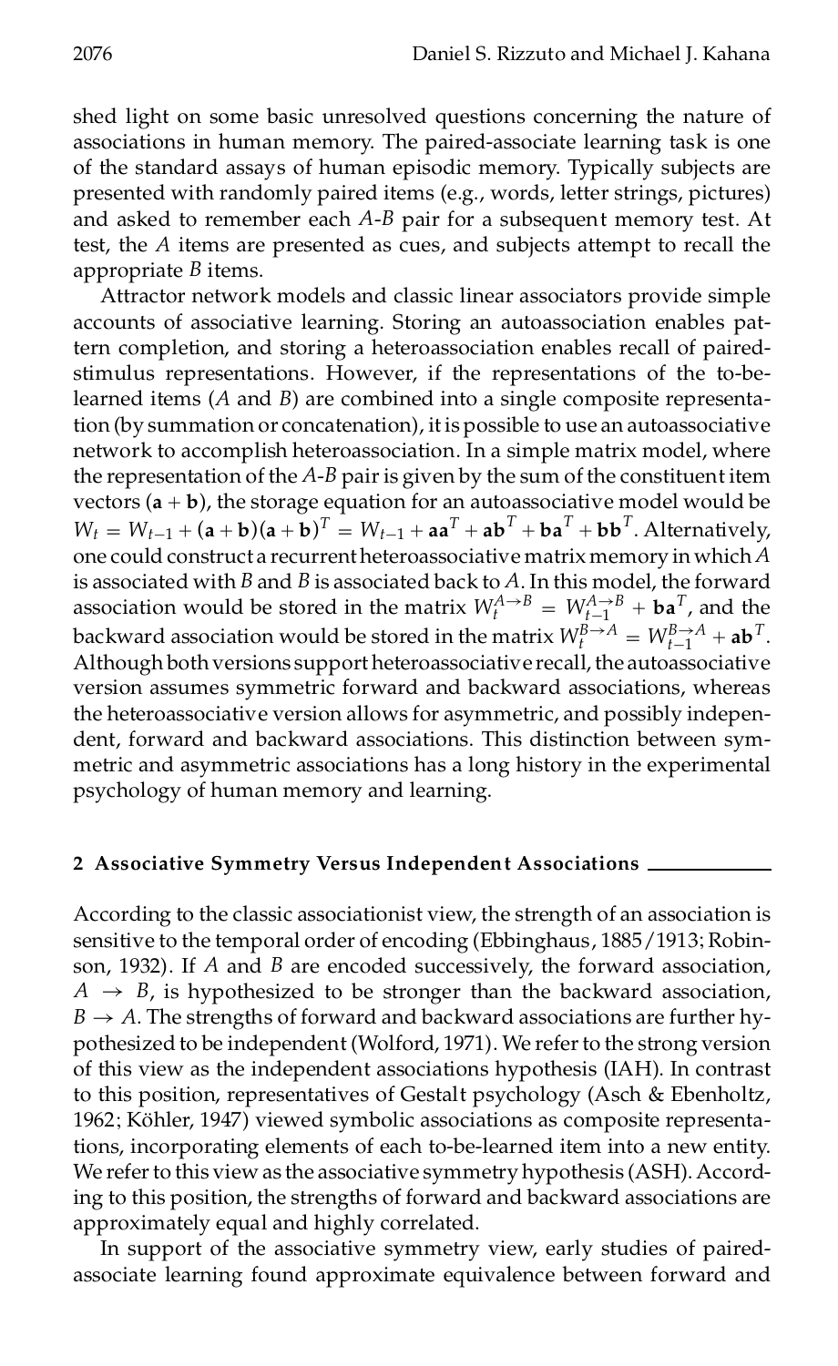shed light on some basic unresolved questions concerning the nature of associations in human memory. The paired-associate learning task is one of the standard assays of human episodic memory. Typically subjects are presented with randomly paired items (e.g., words, letter strings, pictures) and asked to remember each *A*-*B* pair for a subsequent memory test. At test, the *A* items are presented as cues, and subjects attempt to recall the appropriate *B* items.

Attractor network models and classic linear associators provide simple accounts of associative learning. Storing an autoassociation enables pattern completion, and storing a heteroassociation enables recall of paired-stimulus representations. However, if the representations of the to-be-learned items (*A* and *B*) are combined into a single composite representation (by summation or concatenation), it is possible to use an autoassociative network to accomplish heteroassociation. In a simple matrix model, where the representation of the *A*-*B* pair is given by the sum of the constituent item vectors ($\mathbf{a} + \mathbf{b}$), the storage equation for an autoassociative model would be $W_t = W_{t-1} + (\mathbf{a} + \mathbf{b})(\mathbf{a} + \mathbf{b})^T = W_{t-1} + \mathbf{a}\mathbf{a}^T + \mathbf{a}\mathbf{b}^T + \mathbf{b}\mathbf{a}^T + \mathbf{b}\mathbf{b}^T$. Alternatively, one could construct a recurrent heteroassociative matrix memory in which *A* is associated with *B* and *B* is associated back to *A*. In this model, the forward association would be stored in the matrix $W_t^{A\rightarrow B} = W_{t-1}^{A\rightarrow B} + \mathbf{b}\mathbf{a}^T$, and the backward association would be stored in the matrix $W_t^{B\rightarrow A} = W_{t-1}^{B\rightarrow A} + \mathbf{a}\mathbf{b}^T$. Although both versions support heteroassociative recall, the autoassociative version assumes symmetric forward and backward associations, whereas the heteroassociative version allows for asymmetric, and possibly independent, forward and backward associations. This distinction between symmetric and asymmetric associations has a long history in the experimental psychology of human memory and learning.

## 2 Associative Symmetry Versus Independent Associations

According to the classic associationist view, the strength of an association is sensitive to the temporal order of encoding (Ebbinghaus, 1885/1913; Robinson, 1932). If *A* and *B* are encoded successively, the forward association, $A \rightarrow B$, is hypothesized to be stronger than the backward association, $B \rightarrow A$. The strengths of forward and backward associations are further hypothesized to be independent (Wolford, 1971). We refer to the strong version of this view as the independent associations hypothesis (IAH). In contrast to this position, representatives of Gestalt psychology (Asch & Ebenholtz, 1962; Köhler, 1947) viewed symbolic associations as composite representations, incorporating elements of each to-be-learned item into a new entity. We refer to this view as the associative symmetry hypothesis (ASH). According to this position, the strengths of forward and backward associations are approximately equal and highly correlated.

In support of the associative symmetry view, early studies of paired-associate learning found approximate equivalence between forward and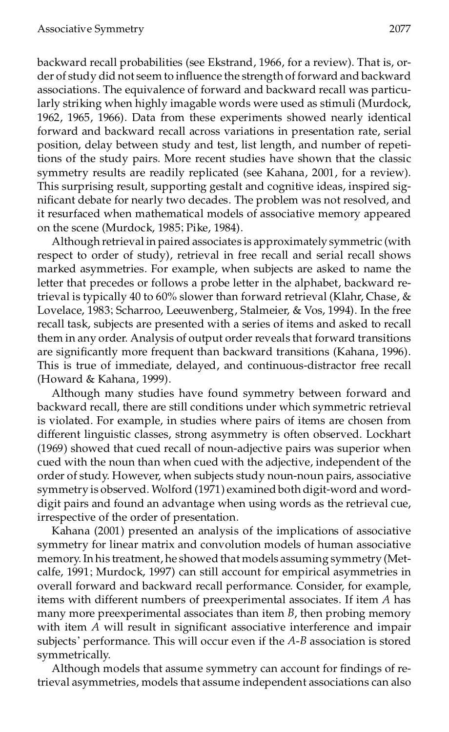backward recall probabilities (see Ekstrand, 1966, for a review). That is, order of study did not seem to influence the strength of forward and backward associations. The equivalence of forward and backward recall was particularly striking when highly imagable words were used as stimuli (Murdock, 1962, 1965, 1966). Data from these experiments showed nearly identical forward and backward recall across variations in presentation rate, serial position, delay between study and test, list length, and number of repetitions of the study pairs. More recent studies have shown that the classic symmetry results are readily replicated (see Kahana, 2001, for a review). This surprising result, supporting gestalt and cognitive ideas, inspired significant debate for nearly two decades. The problem was not resolved, and it resurfaced when mathematical models of associative memory appeared on the scene (Murdock, 1985; Pike, 1984).

Although retrieval in paired associates is approximately symmetric (with respect to order of study), retrieval in free recall and serial recall shows marked asymmetries. For example, when subjects are asked to name the letter that precedes or follows a probe letter in the alphabet, backward retrieval is typically 40 to 60% slower than forward retrieval (Klahr, Chase, & Lovelace, 1983; Scharroo, Leeuwenberg, Stalmeier, & Vos, 1994). In the free recall task, subjects are presented with a series of items and asked to recall them in any order. Analysis of output order reveals that forward transitions are significantly more frequent than backward transitions (Kahana, 1996). This is true of immediate, delayed, and continuous-distractor free recall (Howard & Kahana, 1999).

Although many studies have found symmetry between forward and backward recall, there are still conditions under which symmetric retrieval is violated. For example, in studies where pairs of items are chosen from different linguistic classes, strong asymmetry is often observed. Lockhart (1969) showed that cued recall of noun-adjective pairs was superior when cued with the noun than when cued with the adjective, independent of the order of study. However, when subjects study noun-noun pairs, associative symmetry is observed. Wolford (1971) examined both digit-word and word-digit pairs and found an advantage when using words as the retrieval cue, irrespective of the order of presentation.

Kahana (2001) presented an analysis of the implications of associative symmetry for linear matrix and convolution models of human associative memory. In his treatment, he showed that models assuming symmetry (Metcalfe, 1991; Murdock, 1997) can still account for empirical asymmetries in overall forward and backward recall performance. Consider, for example, items with different numbers of preexperimental associates. If item $A$ has many more preexperimental associates than item $B$, then probing memory with item $A$ will result in significant associative interference and impair subjects' performance. This will occur even if the $A$-$B$ association is stored symmetrically.

Although models that assume symmetry can account for findings of retrieval asymmetries, models that assume independent associations can also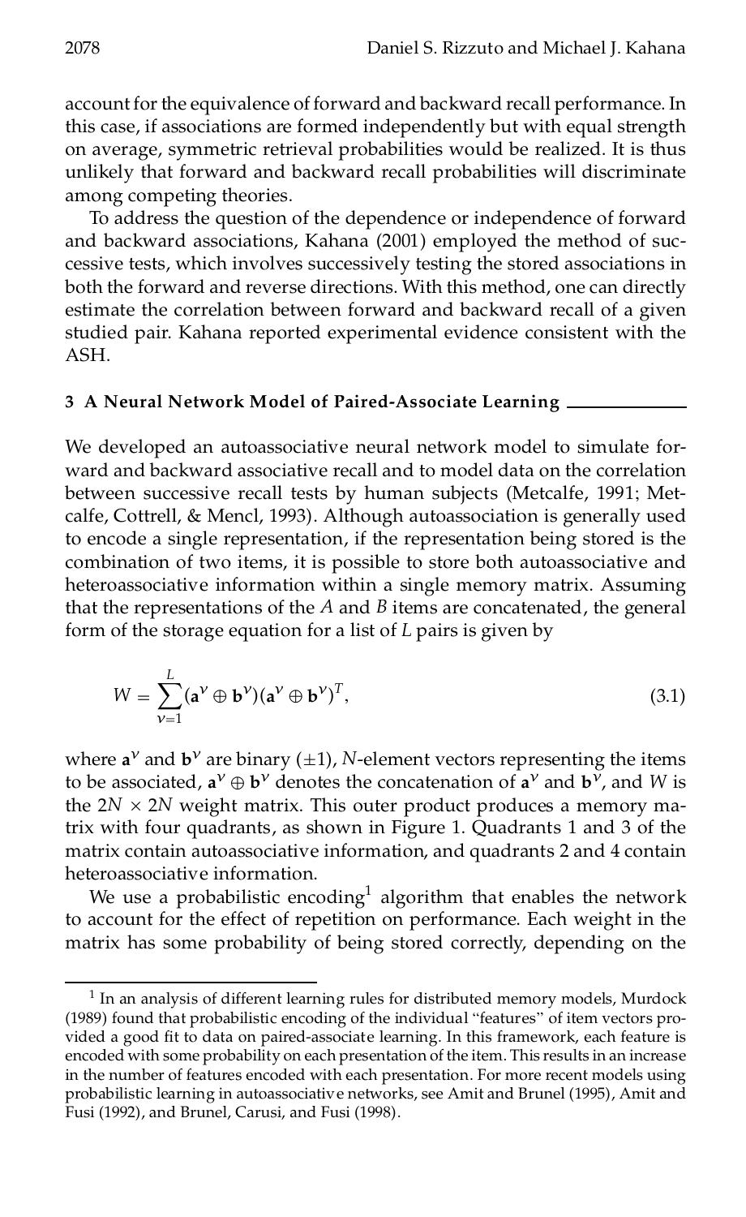account for the equivalence of forward and backward recall performance. In this case, if associations are formed independently but with equal strength on average, symmetric retrieval probabilities would be realized. It is thus unlikely that forward and backward recall probabilities will discriminate among competing theories.

To address the question of the dependence or independence of forward and backward associations, Kahana (2001) employed the method of successive tests, which involves successively testing the stored associations in both the forward and reverse directions. With this method, one can directly estimate the correlation between forward and backward recall of a given studied pair. Kahana reported experimental evidence consistent with the ASH.

## 3 A Neural Network Model of Paired-Associate Learning

We developed an autoassociative neural network model to simulate forward and backward associative recall and to model data on the correlation between successive recall tests by human subjects (Metcalfe, 1991; Metcalfe, Cottrell, & Mencl, 1993). Although autoassociation is generally used to encode a single representation, if the representation being stored is the combination of two items, it is possible to store both autoassociative and heteroassociative information within a single memory matrix. Assuming that the representations of the $A$ and $B$ items are concatenated, the general form of the storage equation for a list of $L$ pairs is given by

$$W = \sum_{\nu=1}^{L} (\mathbf{a}^{\nu} \oplus \mathbf{b}^{\nu})(\mathbf{a}^{\nu} \oplus \mathbf{b}^{\nu})^{T}, \tag{3.1}$$

where $\mathbf{a}^{\nu}$ and $\mathbf{b}^{\nu}$ are binary ($\pm 1$), $N$-element vectors representing the items to be associated, $\mathbf{a}^{\nu} \oplus \mathbf{b}^{\nu}$ denotes the concatenation of $\mathbf{a}^{\nu}$ and $\mathbf{b}^{\nu}$, and $W$ is the $2N \times 2N$ weight matrix. This outer product produces a memory matrix with four quadrants, as shown in Figure 1. Quadrants 1 and 3 of the matrix contain autoassociative information, and quadrants 2 and 4 contain heteroassociative information.

We use a probabilistic encoding[1] algorithm that enables the network to account for the effect of repetition on performance. Each weight in the matrix has some probability of being stored correctly, depending on the

[1] In an analysis of different learning rules for distributed memory models, Murdock (1989) found that probabilistic encoding of the individual "features" of item vectors provided a good fit to data on paired-associate learning. In this framework, each feature is encoded with some probability on each presentation of the item. This results in an increase in the number of features encoded with each presentation. For more recent models using probabilistic learning in autoassociative networks, see Amit and Brunel (1995), Amit and Fusi (1992), and Brunel, Carusi, and Fusi (1998).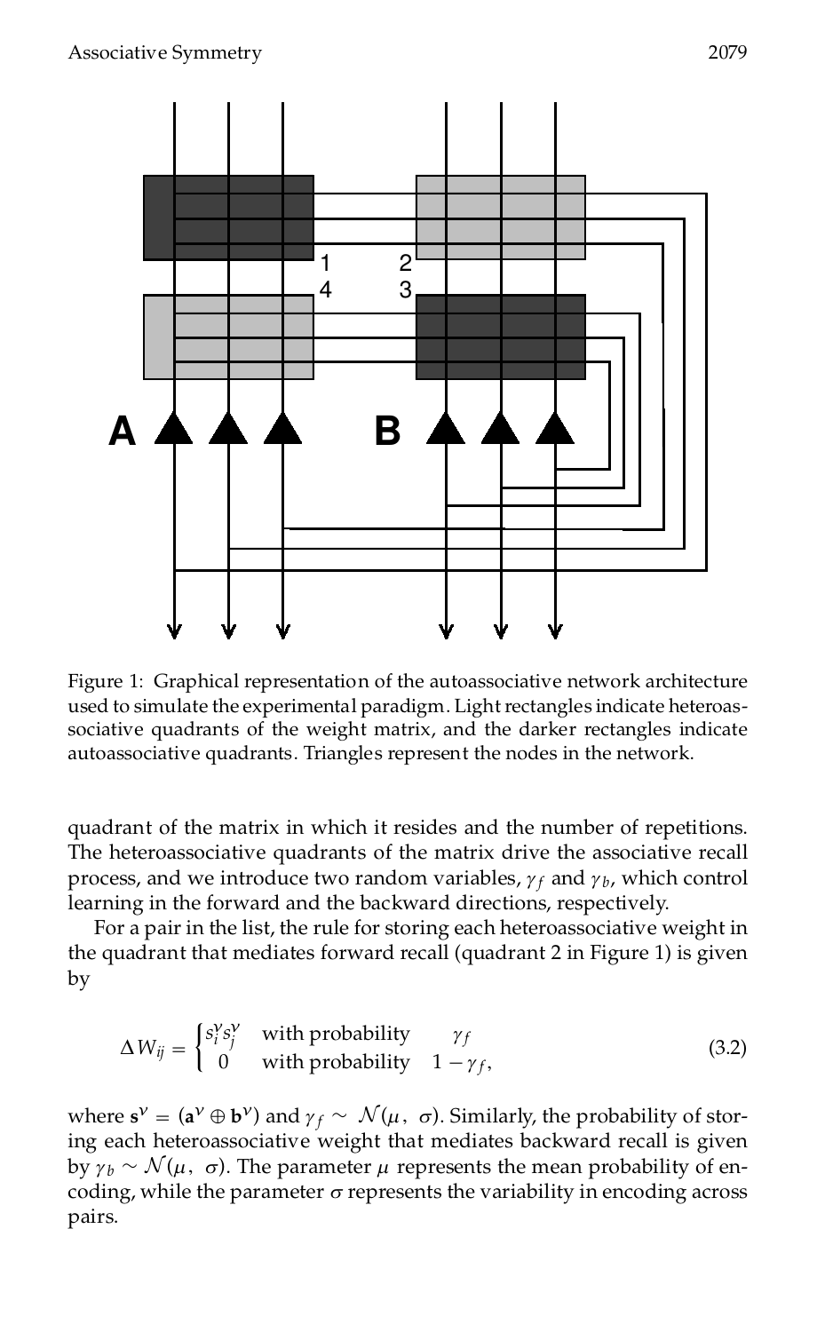Figure 1: Graphical representation of the autoassociative network architecture used to simulate the experimental paradigm. Light rectangles indicate heteroassociative quadrants of the weight matrix, and the darker rectangles indicate autoassociative quadrants. Triangles represent the nodes in the network.

quadrant of the matrix in which it resides and the number of repetitions. The heteroassociative quadrants of the matrix drive the associative recall process, and we introduce two random variables, $\gamma_f$ and $\gamma_b$, which control learning in the forward and the backward directions, respectively.

For a pair in the list, the rule for storing each heteroassociative weight in the quadrant that mediates forward recall (quadrant 2 in Figure 1) is given by

$$\Delta W_{ij} = \begin{cases} s_i^\nu s_j^\nu & \text{with probability} \quad \gamma_f \\ 0 & \text{with probability} \quad 1 - \gamma_f, \end{cases} \tag{3.2}$$

where $\mathbf{s}^\nu = (\mathbf{a}^\nu \oplus \mathbf{b}^\nu)$ and $\gamma_f \sim \mathcal{N}(\mu, \sigma)$. Similarly, the probability of storing each heteroassociative weight that mediates backward recall is given by $\gamma_b \sim \mathcal{N}(\mu, \sigma)$. The parameter $\mu$ represents the mean probability of encoding, while the parameter $\sigma$ represents the variability in encoding across pairs.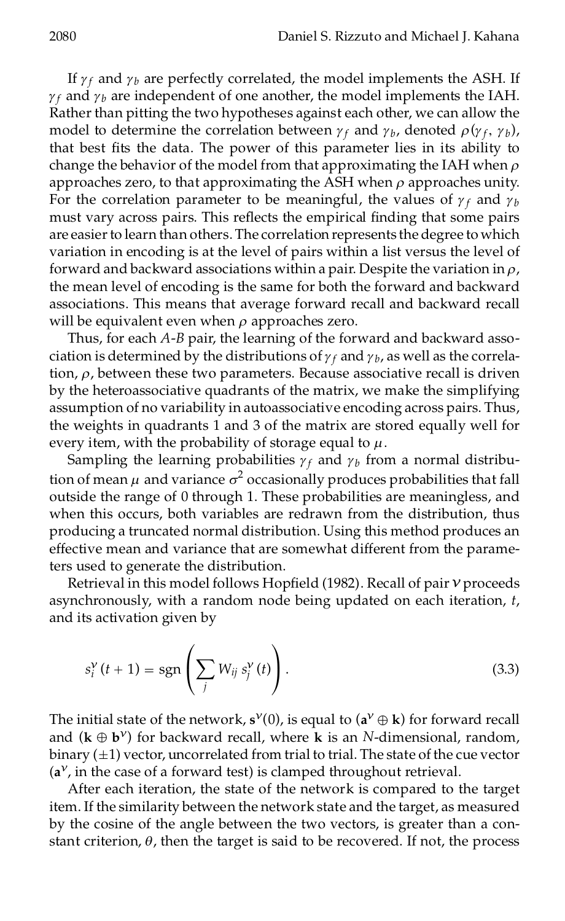If $\gamma_f$ and $\gamma_b$ are perfectly correlated, the model implements the ASH. If $\gamma_f$ and $\gamma_b$ are independent of one another, the model implements the IAH. Rather than pitting the two hypotheses against each other, we can allow the model to determine the correlation between $\gamma_f$ and $\gamma_b$, denoted $\rho(\gamma_f, \gamma_b)$, that best fits the data. The power of this parameter lies in its ability to change the behavior of the model from that approximating the IAH when $\rho$ approaches zero, to that approximating the ASH when $\rho$ approaches unity. For the correlation parameter to be meaningful, the values of $\gamma_f$ and $\gamma_b$ must vary across pairs. This reflects the empirical finding that some pairs are easier to learn than others. The correlation represents the degree to which variation in encoding is at the level of pairs within a list versus the level of forward and backward associations within a pair. Despite the variation in $\rho$, the mean level of encoding is the same for both the forward and backward associations. This means that average forward recall and backward recall will be equivalent even when $\rho$ approaches zero.

Thus, for each *A-B* pair, the learning of the forward and backward association is determined by the distributions of $\gamma_f$ and $\gamma_b$, as well as the correlation, $\rho$, between these two parameters. Because associative recall is driven by the heteroassociative quadrants of the matrix, we make the simplifying assumption of no variability in autoassociative encoding across pairs. Thus, the weights in quadrants 1 and 3 of the matrix are stored equally well for every item, with the probability of storage equal to $\mu$.

Sampling the learning probabilities $\gamma_f$ and $\gamma_b$ from a normal distribution of mean $\mu$ and variance $\sigma^2$ occasionally produces probabilities that fall outside the range of 0 through 1. These probabilities are meaningless, and when this occurs, both variables are redrawn from the distribution, thus producing a truncated normal distribution. Using this method produces an effective mean and variance that are somewhat different from the parameters used to generate the distribution.

Retrieval in this model follows Hopfield (1982). Recall of pair $\nu$ proceeds asynchronously, with a random node being updated on each iteration, $t$, and its activation given by

$$s_i^{\nu}(t+1) = \operatorname{sgn}\left(\sum_j W_{ij}\, s_j^{\nu}(t)\right). \tag{3.3}$$

The initial state of the network, $\mathbf{s}^{\nu}(0)$, is equal to $(\mathbf{a}^{\nu} \oplus \mathbf{k})$ for forward recall and $(\mathbf{k} \oplus \mathbf{b}^{\nu})$ for backward recall, where $\mathbf{k}$ is an $N$-dimensional, random, binary ($\pm 1$) vector, uncorrelated from trial to trial. The state of the cue vector ($\mathbf{a}^{\nu}$, in the case of a forward test) is clamped throughout retrieval.

After each iteration, the state of the network is compared to the target item. If the similarity between the network state and the target, as measured by the cosine of the angle between the two vectors, is greater than a constant criterion, $\theta$, then the target is said to be recovered. If not, the process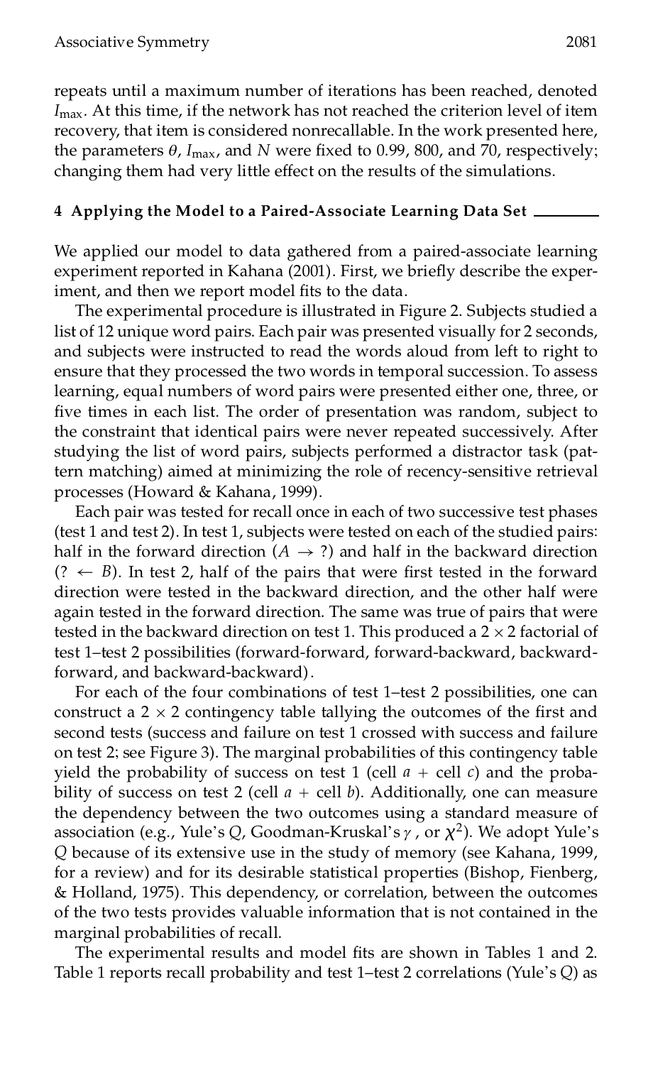repeats until a maximum number of iterations has been reached, denoted $I_{max}$. At this time, if the network has not reached the criterion level of item recovery, that item is considered nonrecallable. In the work presented here, the parameters $\theta$, $I_{max}$, and $N$ were fixed to 0.99, 800, and 70, respectively; changing them had very little effect on the results of the simulations.

## 4 Applying the Model to a Paired-Associate Learning Data Set

We applied our model to data gathered from a paired-associate learning experiment reported in Kahana (2001). First, we briefly describe the experiment, and then we report model fits to the data.

The experimental procedure is illustrated in Figure 2. Subjects studied a list of 12 unique word pairs. Each pair was presented visually for 2 seconds, and subjects were instructed to read the words aloud from left to right to ensure that they processed the two words in temporal succession. To assess learning, equal numbers of word pairs were presented either one, three, or five times in each list. The order of presentation was random, subject to the constraint that identical pairs were never repeated successively. After studying the list of word pairs, subjects performed a distractor task (pattern matching) aimed at minimizing the role of recency-sensitive retrieval processes (Howard & Kahana, 1999).

Each pair was tested for recall once in each of two successive test phases (test 1 and test 2). In test 1, subjects were tested on each of the studied pairs: half in the forward direction ($A \rightarrow ?$) and half in the backward direction ($? \leftarrow B$). In test 2, half of the pairs that were first tested in the forward direction were tested in the backward direction, and the other half were again tested in the forward direction. The same was true of pairs that were tested in the backward direction on test 1. This produced a $2 \times 2$ factorial of test 1–test 2 possibilities (forward-forward, forward-backward, backward-forward, and backward-backward).

For each of the four combinations of test 1–test 2 possibilities, one can construct a $2 \times 2$ contingency table tallying the outcomes of the first and second tests (success and failure on test 1 crossed with success and failure on test 2; see Figure 3). The marginal probabilities of this contingency table yield the probability of success on test 1 (cell $a$ + cell $c$) and the probability of success on test 2 (cell $a$ + cell $b$). Additionally, one can measure the dependency between the two outcomes using a standard measure of association (e.g., Yule's $Q$, Goodman-Kruskal's $\gamma$, or $\chi^2$). We adopt Yule's $Q$ because of its extensive use in the study of memory (see Kahana, 1999, for a review) and for its desirable statistical properties (Bishop, Fienberg, & Holland, 1975). This dependency, or correlation, between the outcomes of the two tests provides valuable information that is not contained in the marginal probabilities of recall.

The experimental results and model fits are shown in Tables 1 and 2. Table 1 reports recall probability and test 1–test 2 correlations (Yule's $Q$) as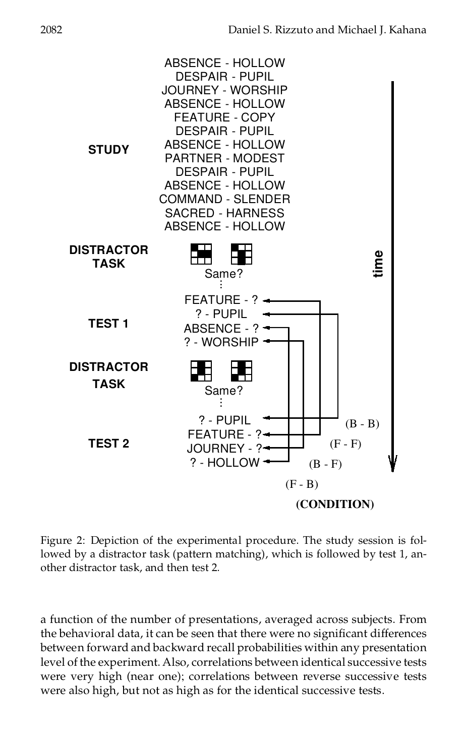Figure 2: Depiction of the experimental procedure. The study session is followed by a distractor task (pattern matching), which is followed by test 1, another distractor task, and then test 2.

a function of the number of presentations, averaged across subjects. From the behavioral data, it can be seen that there were no significant differences between forward and backward recall probabilities within any presentation level of the experiment. Also, correlations between identical successive tests were very high (near one); correlations between reverse successive tests were also high, but not as high as for the identical successive tests.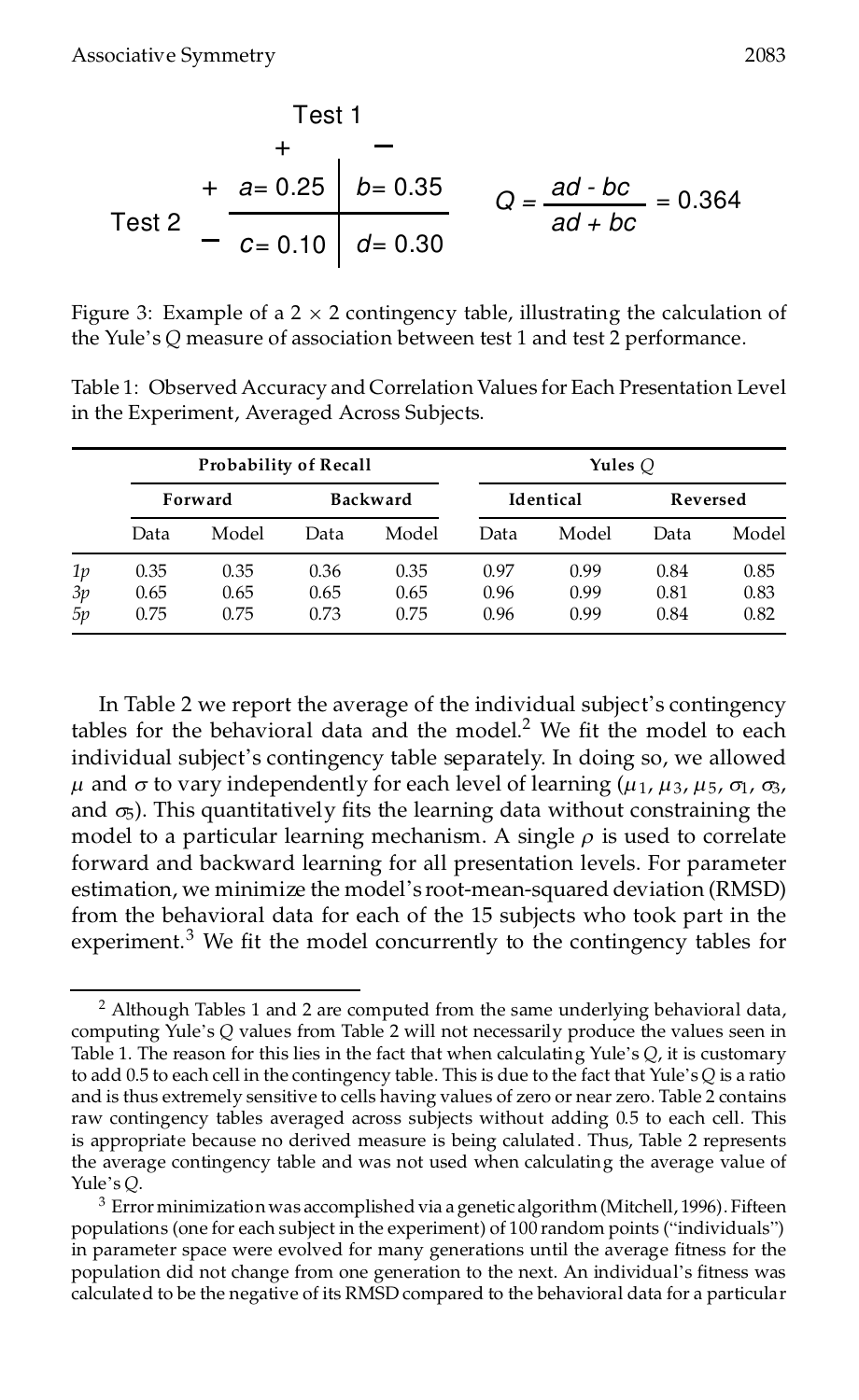|  |  | Test 1 |  |
|---|---|---|---|
|  |  | + | − |
| Test 2 | + | $a = 0.25$ | $b = 0.35$ |
|  | − | $c = 0.10$ | $d = 0.30$ |

$$Q = \frac{ad - bc}{ad + bc} = 0.364$$

Figure 3: Example of a $2 \times 2$ contingency table, illustrating the calculation of the Yule's $Q$ measure of association between test 1 and test 2 performance.

Table 1: Observed Accuracy and Correlation Values for Each Presentation Level in the Experiment, Averaged Across Subjects.

|  | **Probability of Recall** | | | | **Yules $Q$** | | | |
|---|---|---|---|---|---|---|---|---|
|  | **Forward** | | **Backward** | | **Identical** | | **Reversed** | |
|  | Data | Model | Data | Model | Data | Model | Data | Model |
| *1p* | 0.35 | 0.35 | 0.36 | 0.35 | 0.97 | 0.99 | 0.84 | 0.85 |
| *3p* | 0.65 | 0.65 | 0.65 | 0.65 | 0.96 | 0.99 | 0.81 | 0.83 |
| *5p* | 0.75 | 0.75 | 0.73 | 0.75 | 0.96 | 0.99 | 0.84 | 0.82 |

In Table 2 we report the average of the individual subject's contingency tables for the behavioral data and the model.[2] We fit the model to each individual subject's contingency table separately. In doing so, we allowed $\mu$ and $\sigma$ to vary independently for each level of learning ($\mu_1$, $\mu_3$, $\mu_5$, $\sigma_1$, $\sigma_3$, and $\sigma_5$). This quantitatively fits the learning data without constraining the model to a particular learning mechanism. A single $\rho$ is used to correlate forward and backward learning for all presentation levels. For parameter estimation, we minimize the model's root-mean-squared deviation (RMSD) from the behavioral data for each of the 15 subjects who took part in the experiment.[3] We fit the model concurrently to the contingency tables for

[2] Although Tables 1 and 2 are computed from the same underlying behavioral data, computing Yule's $Q$ values from Table 2 will not necessarily produce the values seen in Table 1. The reason for this lies in the fact that when calculating Yule's $Q$, it is customary to add 0.5 to each cell in the contingency table. This is due to the fact that Yule's $Q$ is a ratio and is thus extremely sensitive to cells having values of zero or near zero. Table 2 contains raw contingency tables averaged across subjects without adding 0.5 to each cell. This is appropriate because no derived measure is being calulated. Thus, Table 2 represents the average contingency table and was not used when calculating the average value of Yule's $Q$.

[3] Error minimization was accomplished via a genetic algorithm (Mitchell, 1996). Fifteen populations (one for each subject in the experiment) of 100 random points ("individuals") in parameter space were evolved for many generations until the average fitness for the population did not change from one generation to the next. An individual's fitness was calculated to be the negative of its RMSD compared to the behavioral data for a particular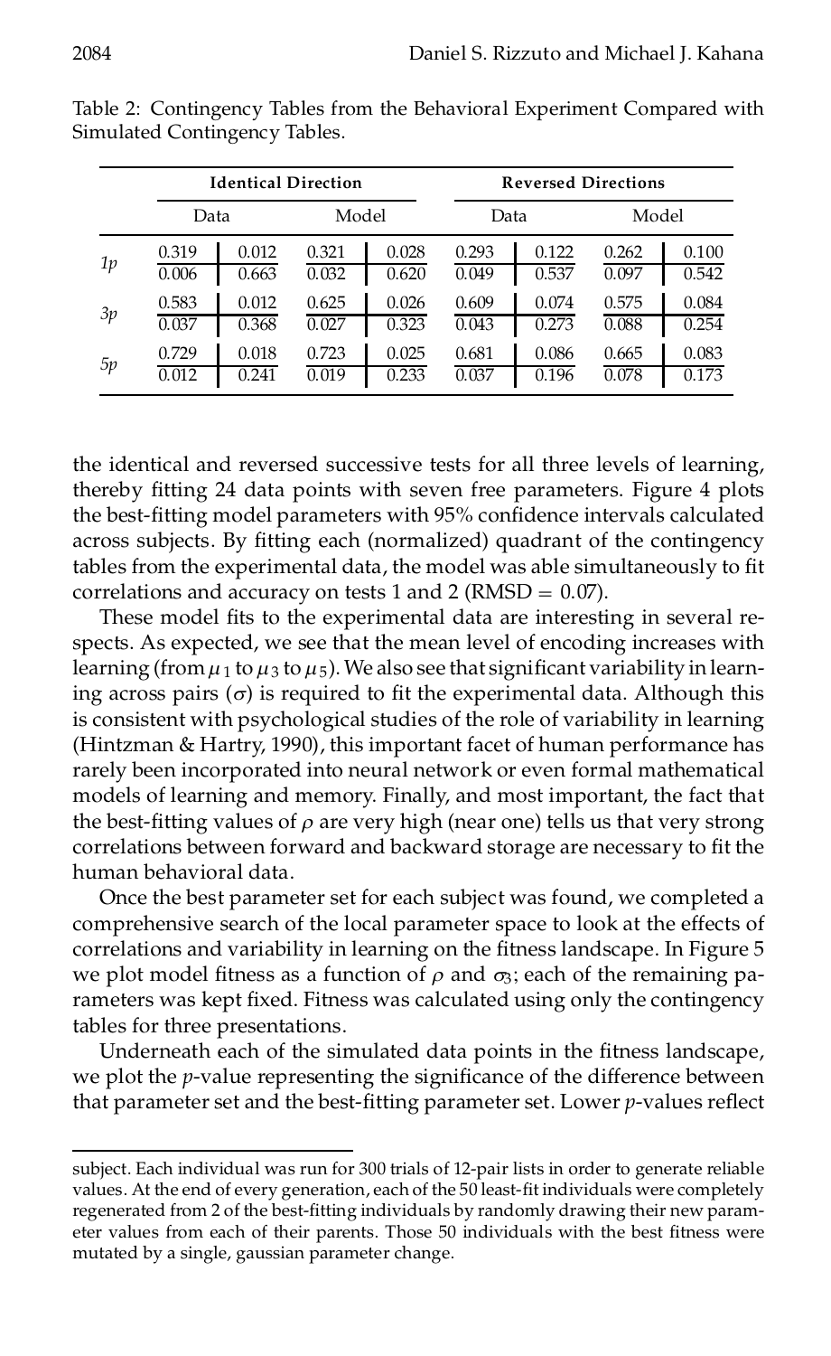Table 2: Contingency Tables from the Behavioral Experiment Compared with Simulated Contingency Tables.

| | Identical Direction | | | | Reversed Directions | | | |
|---|---|---|---|---|---|---|---|---|
| | Data | | Model | | Data | | Model | |
| *1p* | 0.319 | 0.012 | 0.321 | 0.028 | 0.293 | 0.122 | 0.262 | 0.100 |
| | 0.006 | 0.663 | 0.032 | 0.620 | 0.049 | 0.537 | 0.097 | 0.542 |
| *3p* | 0.583 | 0.012 | 0.625 | 0.026 | 0.609 | 0.074 | 0.575 | 0.084 |
| | 0.037 | 0.368 | 0.027 | 0.323 | 0.043 | 0.273 | 0.088 | 0.254 |
| *5p* | 0.729 | 0.018 | 0.723 | 0.025 | 0.681 | 0.086 | 0.665 | 0.083 |
| | 0.012 | 0.241 | 0.019 | 0.233 | 0.037 | 0.196 | 0.078 | 0.173 |

the identical and reversed successive tests for all three levels of learning, thereby fitting 24 data points with seven free parameters. Figure 4 plots the best-fitting model parameters with 95% confidence intervals calculated across subjects. By fitting each (normalized) quadrant of the contingency tables from the experimental data, the model was able simultaneously to fit correlations and accuracy on tests 1 and 2 (RMSD = 0.07).

These model fits to the experimental data are interesting in several respects. As expected, we see that the mean level of encoding increases with learning (from $\mu_1$ to $\mu_3$ to $\mu_5$). We also see that significant variability in learning across pairs ($\sigma$) is required to fit the experimental data. Although this is consistent with psychological studies of the role of variability in learning (Hintzman & Hartry, 1990), this important facet of human performance has rarely been incorporated into neural network or even formal mathematical models of learning and memory. Finally, and most important, the fact that the best-fitting values of $\rho$ are very high (near one) tells us that very strong correlations between forward and backward storage are necessary to fit the human behavioral data.

Once the best parameter set for each subject was found, we completed a comprehensive search of the local parameter space to look at the effects of correlations and variability in learning on the fitness landscape. In Figure 5 we plot model fitness as a function of $\rho$ and $\sigma_3$; each of the remaining parameters was kept fixed. Fitness was calculated using only the contingency tables for three presentations.

Underneath each of the simulated data points in the fitness landscape, we plot the *p*-value representing the significance of the difference between that parameter set and the best-fitting parameter set. Lower *p*-values reflect

subject. Each individual was run for 300 trials of 12-pair lists in order to generate reliable values. At the end of every generation, each of the 50 least-fit individuals were completely regenerated from 2 of the best-fitting individuals by randomly drawing their new parameter values from each of their parents. Those 50 individuals with the best fitness were mutated by a single, gaussian parameter change.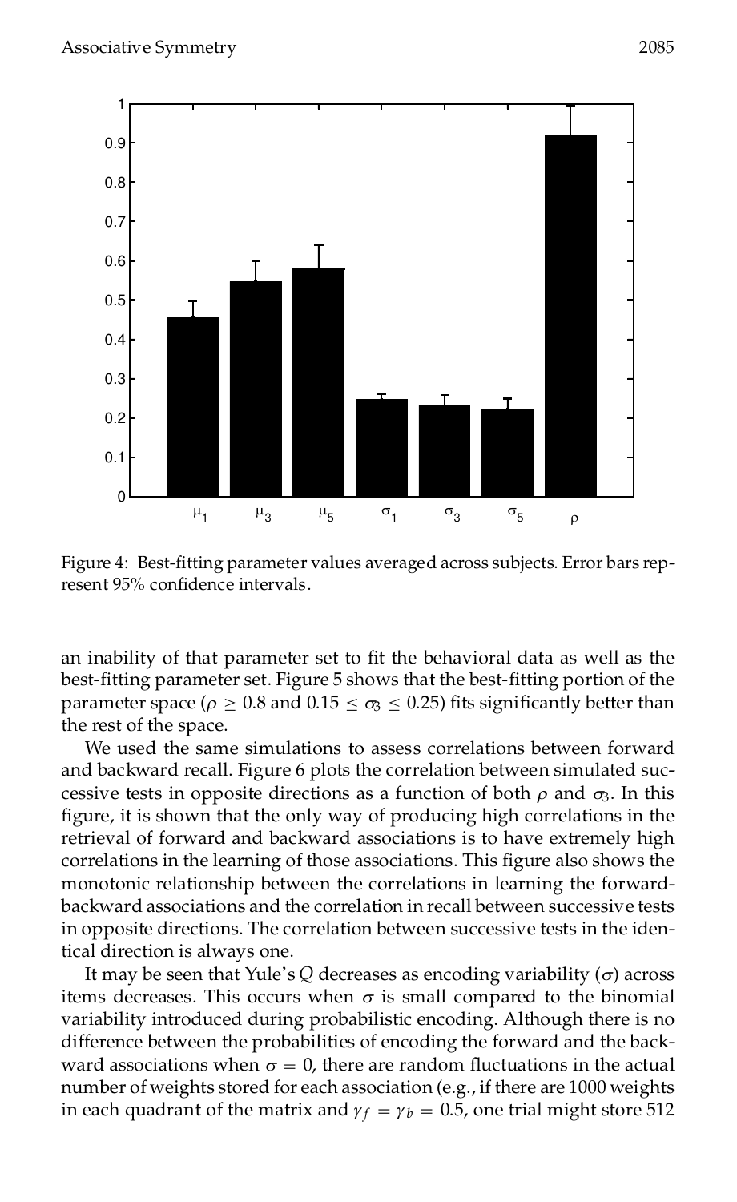Figure 4: Best-fitting parameter values averaged across subjects. Error bars represent 95% confidence intervals.

an inability of that parameter set to fit the behavioral data as well as the best-fitting parameter set. Figure 5 shows that the best-fitting portion of the parameter space ($\rho \geq 0.8$ and $0.15 \leq \sigma_3 \leq 0.25$) fits significantly better than the rest of the space.

We used the same simulations to assess correlations between forward and backward recall. Figure 6 plots the correlation between simulated successive tests in opposite directions as a function of both $\rho$ and $\sigma_3$. In this figure, it is shown that the only way of producing high correlations in the retrieval of forward and backward associations is to have extremely high correlations in the learning of those associations. This figure also shows the monotonic relationship between the correlations in learning the forward-backward associations and the correlation in recall between successive tests in opposite directions. The correlation between successive tests in the identical direction is always one.

It may be seen that Yule's $Q$ decreases as encoding variability ($\sigma$) across items decreases. This occurs when $\sigma$ is small compared to the binomial variability introduced during probabilistic encoding. Although there is no difference between the probabilities of encoding the forward and the backward associations when $\sigma = 0$, there are random fluctuations in the actual number of weights stored for each association (e.g., if there are 1000 weights in each quadrant of the matrix and $\gamma_f = \gamma_b = 0.5$, one trial might store 512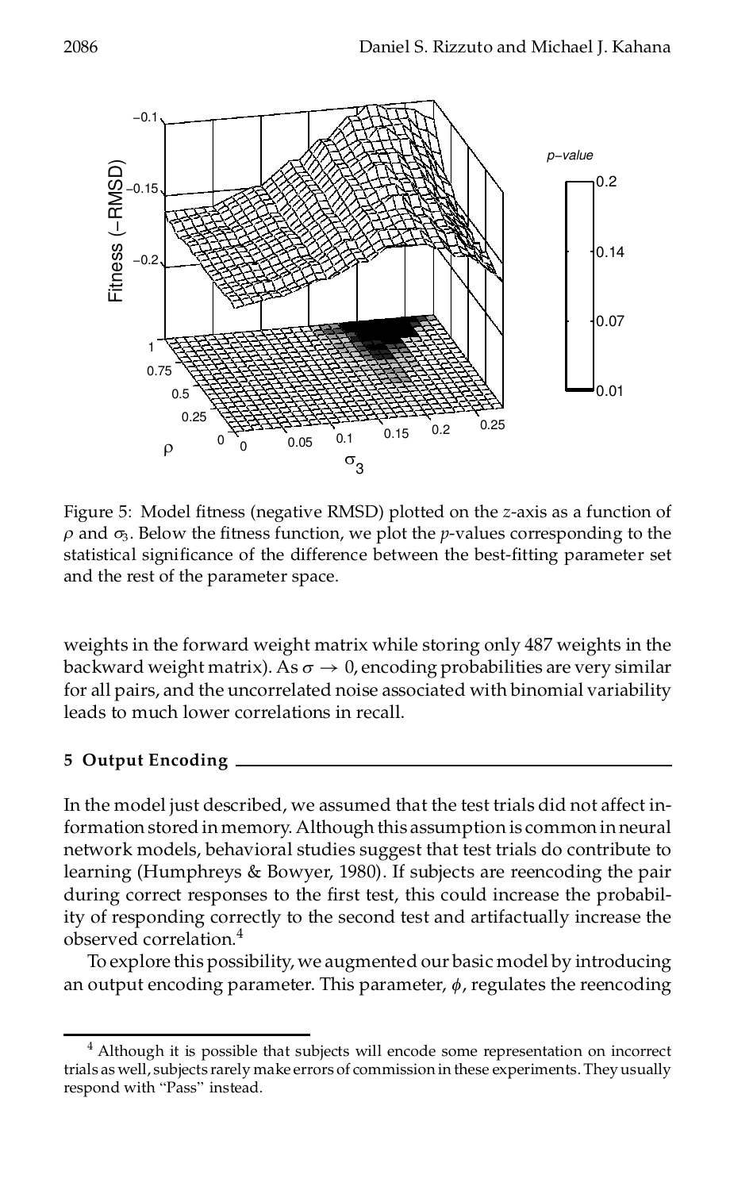Figure 5: Model fitness (negative RMSD) plotted on the $z$-axis as a function of $\rho$ and $\sigma_3$. Below the fitness function, we plot the $p$-values corresponding to the statistical significance of the difference between the best-fitting parameter set and the rest of the parameter space.

weights in the forward weight matrix while storing only 487 weights in the backward weight matrix). As $\sigma \rightarrow 0$, encoding probabilities are very similar for all pairs, and the uncorrelated noise associated with binomial variability leads to much lower correlations in recall.

## 5 Output Encoding

In the model just described, we assumed that the test trials did not affect information stored in memory. Although this assumption is common in neural network models, behavioral studies suggest that test trials do contribute to learning (Humphreys & Bowyer, 1980). If subjects are reencoding the pair during correct responses to the first test, this could increase the probability of responding correctly to the second test and artifactually increase the observed correlation.[4]

To explore this possibility, we augmented our basic model by introducing an output encoding parameter. This parameter, $\phi$, regulates the reencoding

[4] Although it is possible that subjects will encode some representation on incorrect trials as well, subjects rarely make errors of commission in these experiments. They usually respond with "Pass" instead.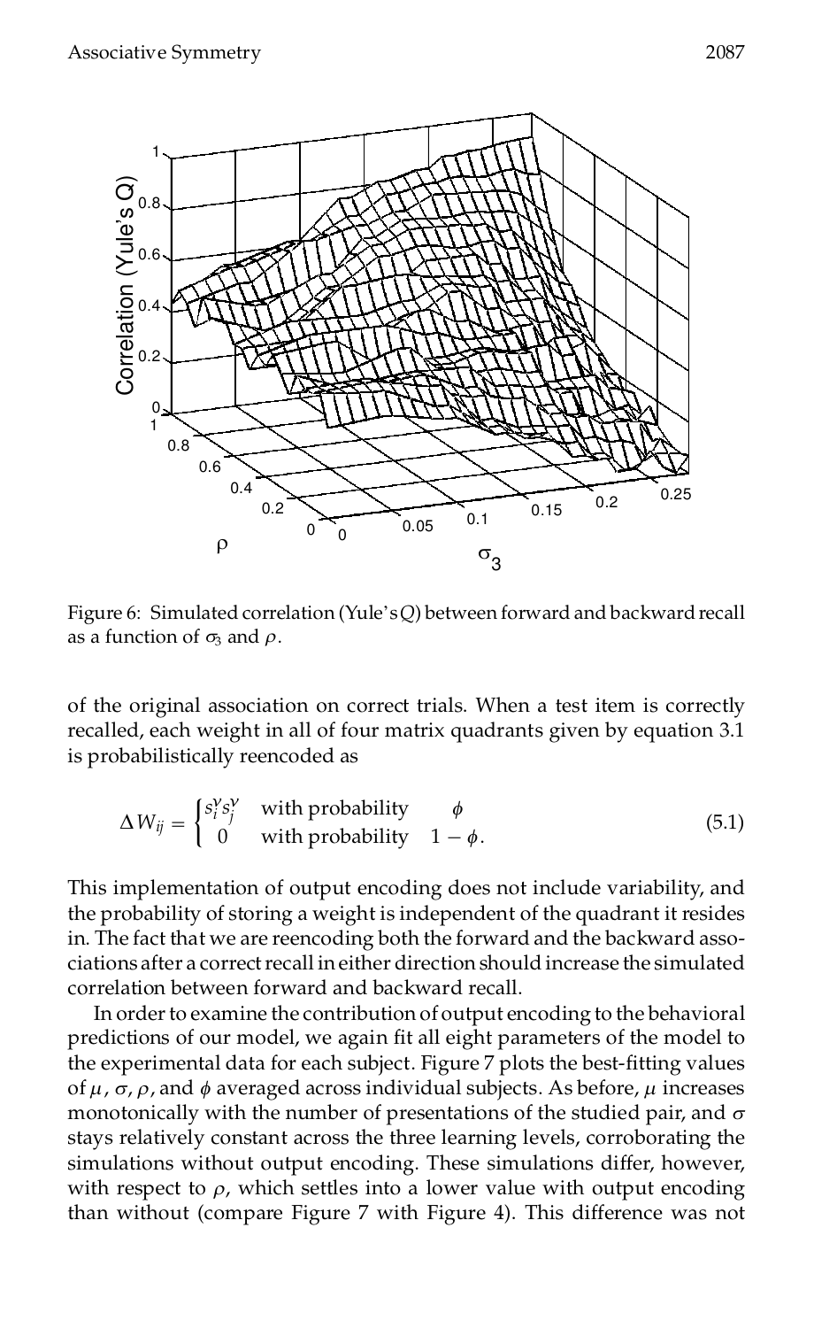Figure 6: Simulated correlation (Yule's $Q$) between forward and backward recall as a function of $\sigma_3$ and $\rho$.

of the original association on correct trials. When a test item is correctly recalled, each weight in all of four matrix quadrants given by equation 3.1 is probabilistically reencoded as

$$\Delta W_{ij} = \begin{cases} s_i^{\gamma} s_j^{\nu} & \text{with probability} \quad \phi \\ 0 & \text{with probability} \quad 1 - \phi. \end{cases} \tag{5.1}$$

This implementation of output encoding does not include variability, and the probability of storing a weight is independent of the quadrant it resides in. The fact that we are reencoding both the forward and the backward associations after a correct recall in either direction should increase the simulated correlation between forward and backward recall.

In order to examine the contribution of output encoding to the behavioral predictions of our model, we again fit all eight parameters of the model to the experimental data for each subject. Figure 7 plots the best-fitting values of $\mu$, $\sigma$, $\rho$, and $\phi$ averaged across individual subjects. As before, $\mu$ increases monotonically with the number of presentations of the studied pair, and $\sigma$ stays relatively constant across the three learning levels, corroborating the simulations without output encoding. These simulations differ, however, with respect to $\rho$, which settles into a lower value with output encoding than without (compare Figure 7 with Figure 4). This difference was not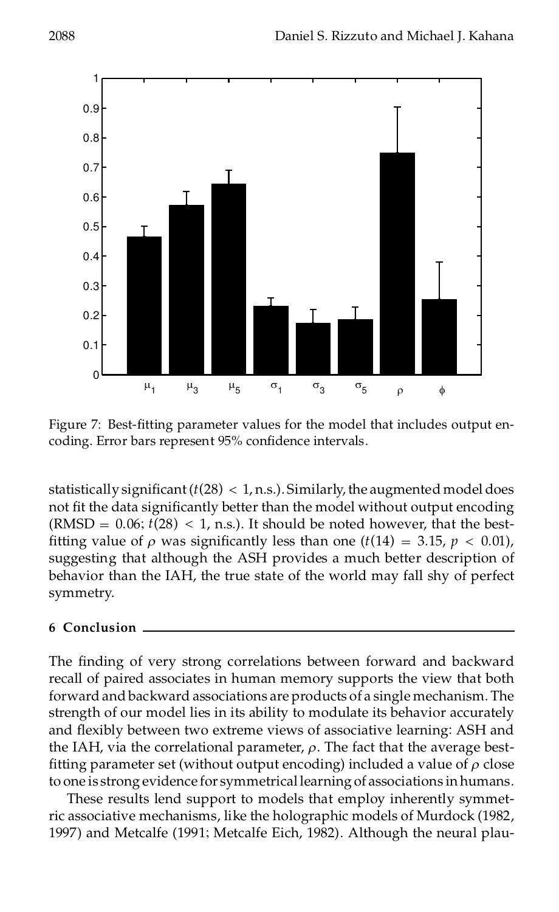Figure 7: Best-fitting parameter values for the model that includes output encoding. Error bars represent 95% confidence intervals.

statistically significant ($t(28) < 1$, n.s.). Similarly, the augmented model does not fit the data significantly better than the model without output encoding (RMSD = 0.06; $t(28) < 1$, n.s.). It should be noted however, that the best-fitting value of $\rho$ was significantly less than one ($t(14) = 3.15$, $p < 0.01$), suggesting that although the ASH provides a much better description of behavior than the IAH, the true state of the world may fall shy of perfect symmetry.

## 6 Conclusion

The finding of very strong correlations between forward and backward recall of paired associates in human memory supports the view that both forward and backward associations are products of a single mechanism. The strength of our model lies in its ability to modulate its behavior accurately and flexibly between two extreme views of associative learning: ASH and the IAH, via the correlational parameter, $\rho$. The fact that the average best-fitting parameter set (without output encoding) included a value of $\rho$ close to one is strong evidence for symmetrical learning of associations in humans.

These results lend support to models that employ inherently symmetric associative mechanisms, like the holographic models of Murdock (1982, 1997) and Metcalfe (1991; Metcalfe Eich, 1982). Although the neural plau-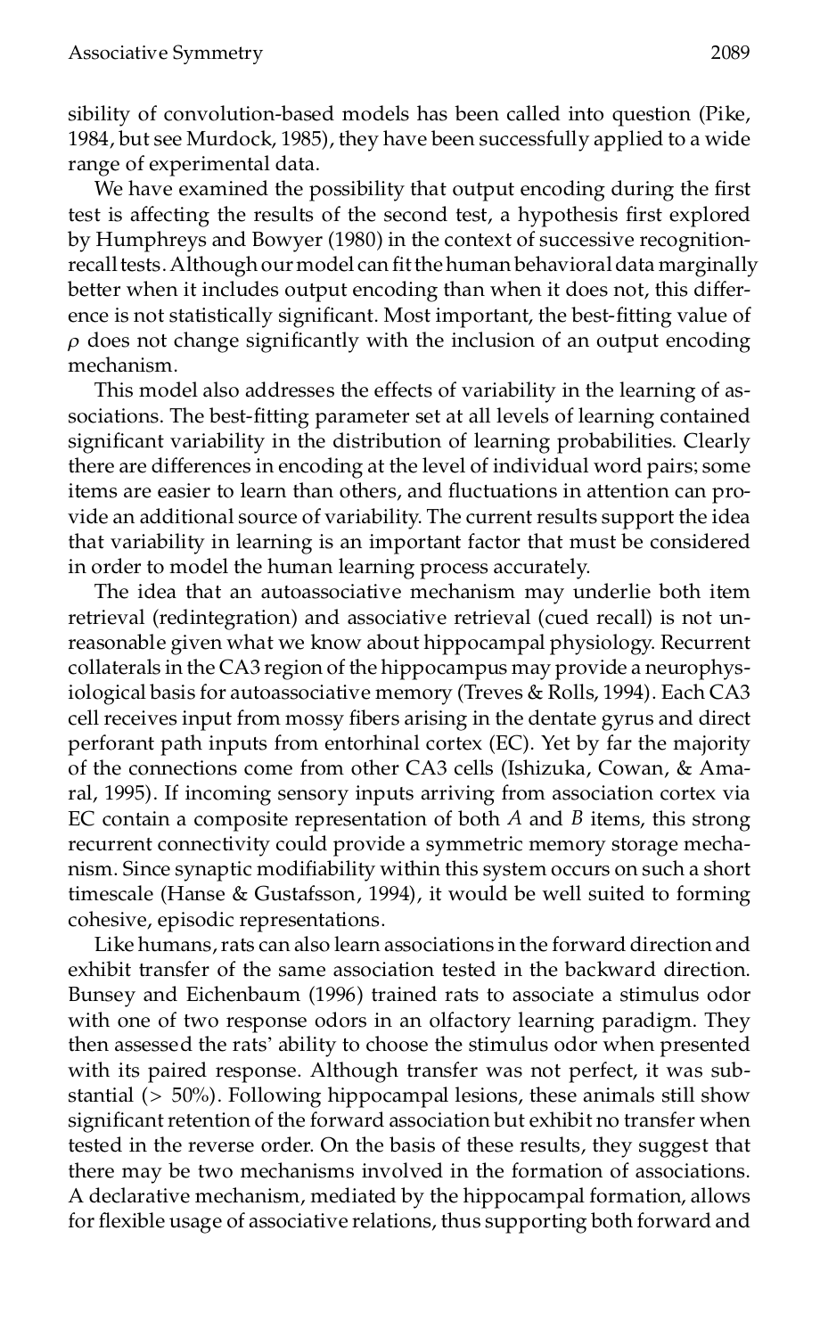sibility of convolution-based models has been called into question (Pike, 1984, but see Murdock, 1985), they have been successfully applied to a wide range of experimental data.

We have examined the possibility that output encoding during the first test is affecting the results of the second test, a hypothesis first explored by Humphreys and Bowyer (1980) in the context of successive recognition-recall tests. Although our model can fit the human behavioral data marginally better when it includes output encoding than when it does not, this difference is not statistically significant. Most important, the best-fitting value of $\rho$ does not change significantly with the inclusion of an output encoding mechanism.

This model also addresses the effects of variability in the learning of associations. The best-fitting parameter set at all levels of learning contained significant variability in the distribution of learning probabilities. Clearly there are differences in encoding at the level of individual word pairs; some items are easier to learn than others, and fluctuations in attention can provide an additional source of variability. The current results support the idea that variability in learning is an important factor that must be considered in order to model the human learning process accurately.

The idea that an autoassociative mechanism may underlie both item retrieval (redintegration) and associative retrieval (cued recall) is not unreasonable given what we know about hippocampal physiology. Recurrent collaterals in the CA3 region of the hippocampus may provide a neurophysiological basis for autoassociative memory (Treves & Rolls, 1994). Each CA3 cell receives input from mossy fibers arising in the dentate gyrus and direct perforant path inputs from entorhinal cortex (EC). Yet by far the majority of the connections come from other CA3 cells (Ishizuka, Cowan, & Amaral, 1995). If incoming sensory inputs arriving from association cortex via EC contain a composite representation of both $A$ and $B$ items, this strong recurrent connectivity could provide a symmetric memory storage mechanism. Since synaptic modifiability within this system occurs on such a short timescale (Hanse & Gustafsson, 1994), it would be well suited to forming cohesive, episodic representations.

Like humans, rats can also learn associations in the forward direction and exhibit transfer of the same association tested in the backward direction. Bunsey and Eichenbaum (1996) trained rats to associate a stimulus odor with one of two response odors in an olfactory learning paradigm. They then assessed the rats' ability to choose the stimulus odor when presented with its paired response. Although transfer was not perfect, it was substantial ($> 50\%$). Following hippocampal lesions, these animals still show significant retention of the forward association but exhibit no transfer when tested in the reverse order. On the basis of these results, they suggest that there may be two mechanisms involved in the formation of associations. A declarative mechanism, mediated by the hippocampal formation, allows for flexible usage of associative relations, thus supporting both forward and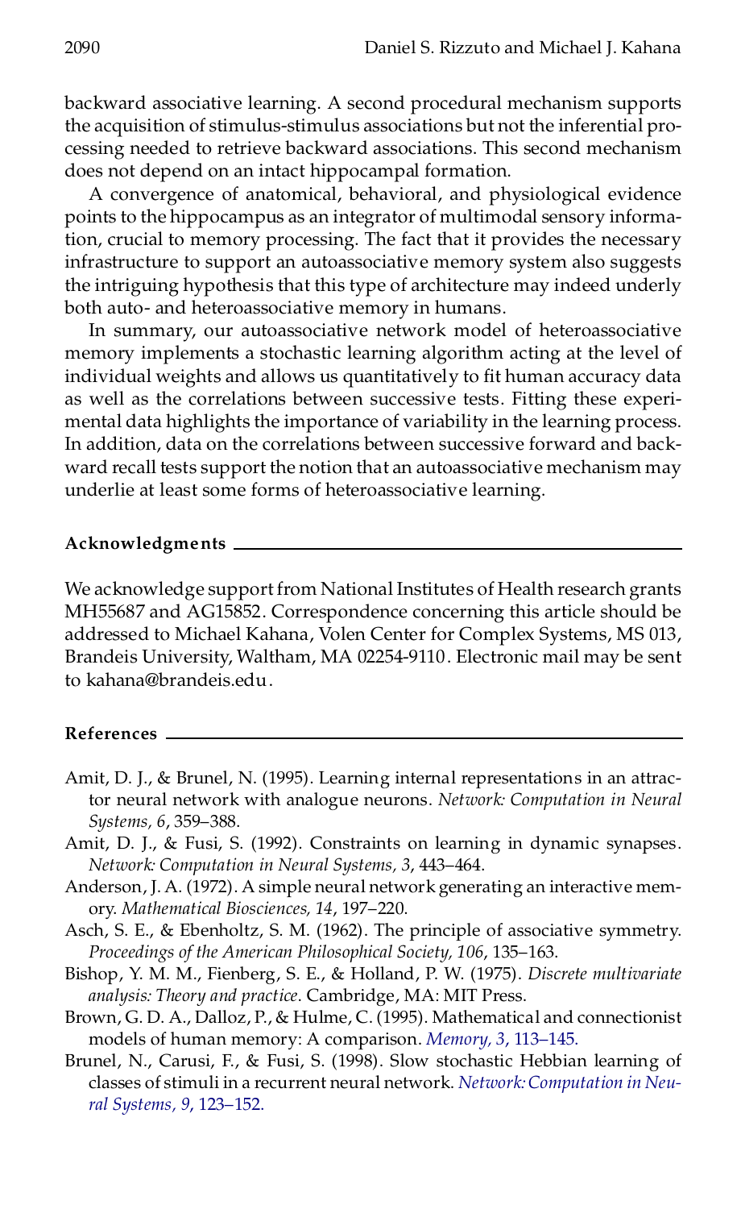backward associative learning. A second procedural mechanism supports the acquisition of stimulus-stimulus associations but not the inferential processing needed to retrieve backward associations. This second mechanism does not depend on an intact hippocampal formation.

A convergence of anatomical, behavioral, and physiological evidence points to the hippocampus as an integrator of multimodal sensory information, crucial to memory processing. The fact that it provides the necessary infrastructure to support an autoassociative memory system also suggests the intriguing hypothesis that this type of architecture may indeed underly both auto- and heteroassociative memory in humans.

In summary, our autoassociative network model of heteroassociative memory implements a stochastic learning algorithm acting at the level of individual weights and allows us quantitatively to fit human accuracy data as well as the correlations between successive tests. Fitting these experimental data highlights the importance of variability in the learning process. In addition, data on the correlations between successive forward and backward recall tests support the notion that an autoassociative mechanism may underlie at least some forms of heteroassociative learning.

## Acknowledgments

We acknowledge support from National Institutes of Health research grants MH55687 and AG15852. Correspondence concerning this article should be addressed to Michael Kahana, Volen Center for Complex Systems, MS 013, Brandeis University, Waltham, MA 02254-9110. Electronic mail may be sent to kahana@brandeis.edu.

## References

Amit, D. J., & Brunel, N. (1995). Learning internal representations in an attractor neural network with analogue neurons. *Network: Computation in Neural Systems, 6*, 359–388.

Amit, D. J., & Fusi, S. (1992). Constraints on learning in dynamic synapses. *Network: Computation in Neural Systems, 3*, 443–464.

Anderson, J. A. (1972). A simple neural network generating an interactive memory. *Mathematical Biosciences, 14*, 197–220.

Asch, S. E., & Ebenholtz, S. M. (1962). The principle of associative symmetry. *Proceedings of the American Philosophical Society, 106*, 135–163.

Bishop, Y. M. M., Fienberg, S. E., & Holland, P. W. (1975). *Discrete multivariate analysis: Theory and practice.* Cambridge, MA: MIT Press.

Brown, G. D. A., Dalloz, P., & Hulme, C. (1995). Mathematical and connectionist models of human memory: A comparison. *Memory, 3*, 113–145.

Brunel, N., Carusi, F., & Fusi, S. (1998). Slow stochastic Hebbian learning of classes of stimuli in a recurrent neural network. *Network: Computation in Neural Systems, 9*, 123–152.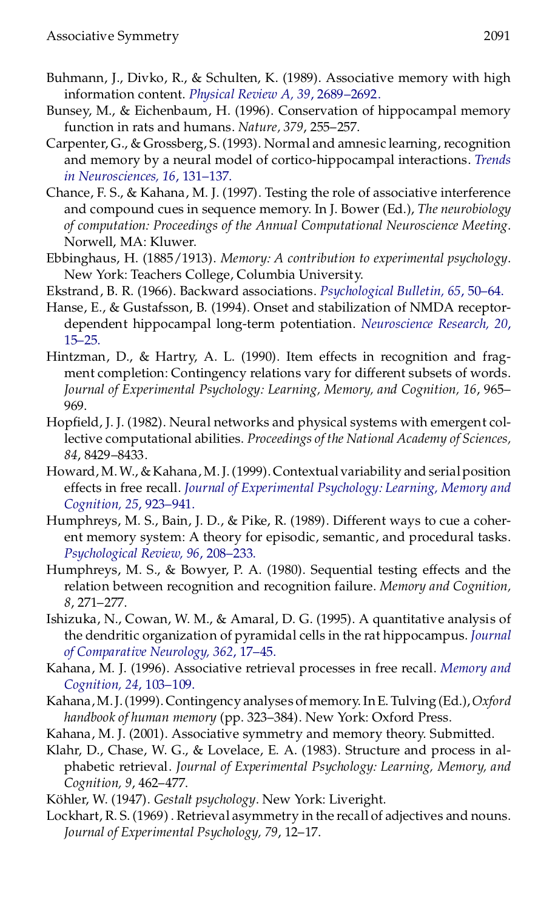Buhmann, J., Divko, R., & Schulten, K. (1989). Associative memory with high information content. *Physical Review A, 39*, 2689–2692.

Bunsey, M., & Eichenbaum, H. (1996). Conservation of hippocampal memory function in rats and humans. *Nature, 379*, 255–257.

Carpenter, G., & Grossberg, S. (1993). Normal and amnesic learning, recognition and memory by a neural model of cortico-hippocampal interactions. *Trends in Neurosciences, 16*, 131–137.

Chance, F. S., & Kahana, M. J. (1997). Testing the role of associative interference and compound cues in sequence memory. In J. Bower (Ed.), *The neurobiology of computation: Proceedings of the Annual Computational Neuroscience Meeting*. Norwell, MA: Kluwer.

Ebbinghaus, H. (1885/1913). *Memory: A contribution to experimental psychology*. New York: Teachers College, Columbia University.

Ekstrand, B. R. (1966). Backward associations. *Psychological Bulletin, 65*, 50–64.

Hanse, E., & Gustafsson, B. (1994). Onset and stabilization of NMDA receptor-dependent hippocampal long-term potentiation. *Neuroscience Research, 20*, 15–25.

Hintzman, D., & Hartry, A. L. (1990). Item effects in recognition and fragment completion: Contingency relations vary for different subsets of words. *Journal of Experimental Psychology: Learning, Memory, and Cognition, 16*, 965–969.

Hopfield, J. J. (1982). Neural networks and physical systems with emergent collective computational abilities. *Proceedings of the National Academy of Sciences, 84*, 8429–8433.

Howard, M. W., & Kahana, M. J. (1999). Contextual variability and serial position effects in free recall. *Journal of Experimental Psychology: Learning, Memory and Cognition, 25*, 923–941.

Humphreys, M. S., Bain, J. D., & Pike, R. (1989). Different ways to cue a coherent memory system: A theory for episodic, semantic, and procedural tasks. *Psychological Review, 96*, 208–233.

Humphreys, M. S., & Bowyer, P. A. (1980). Sequential testing effects and the relation between recognition and recognition failure. *Memory and Cognition, 8*, 271–277.

Ishizuka, N., Cowan, W. M., & Amaral, D. G. (1995). A quantitative analysis of the dendritic organization of pyramidal cells in the rat hippocampus. *Journal of Comparative Neurology, 362*, 17–45.

Kahana, M. J. (1996). Associative retrieval processes in free recall. *Memory and Cognition, 24*, 103–109.

Kahana, M. J. (1999). Contingency analyses of memory. In E. Tulving (Ed.), *Oxford handbook of human memory* (pp. 323–384). New York: Oxford Press.

Kahana, M. J. (2001). Associative symmetry and memory theory. Submitted.

Klahr, D., Chase, W. G., & Lovelace, E. A. (1983). Structure and process in alphabetic retrieval. *Journal of Experimental Psychology: Learning, Memory, and Cognition, 9*, 462–477.

Köhler, W. (1947). *Gestalt psychology*. New York: Liveright.

Lockhart, R. S. (1969). Retrieval asymmetry in the recall of adjectives and nouns. *Journal of Experimental Psychology, 79*, 12–17.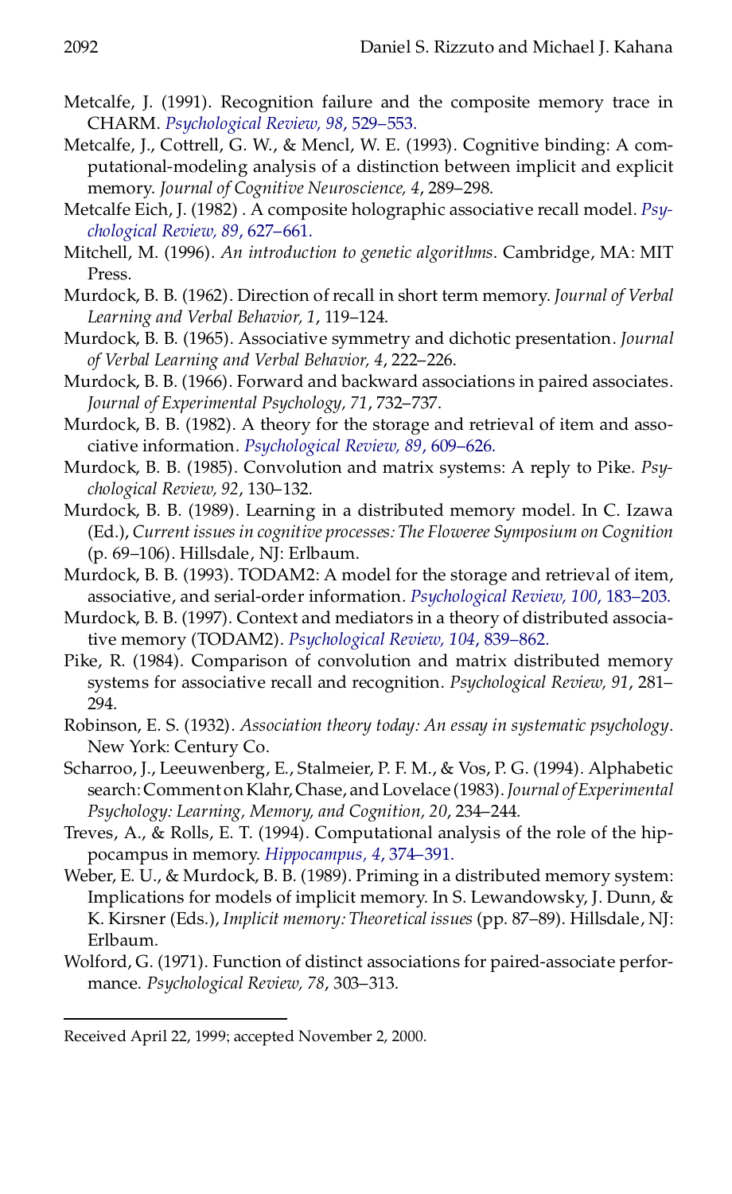Metcalfe, J. (1991). Recognition failure and the composite memory trace in CHARM. *Psychological Review, 98*, 529–553.

Metcalfe, J., Cottrell, G. W., & Mencl, W. E. (1993). Cognitive binding: A computational-modeling analysis of a distinction between implicit and explicit memory. *Journal of Cognitive Neuroscience, 4*, 289–298.

Metcalfe Eich, J. (1982) . A composite holographic associative recall model. *Psychological Review, 89*, 627–661.

Mitchell, M. (1996). *An introduction to genetic algorithms*. Cambridge, MA: MIT Press.

Murdock, B. B. (1962). Direction of recall in short term memory. *Journal of Verbal Learning and Verbal Behavior, 1*, 119–124.

Murdock, B. B. (1965). Associative symmetry and dichotic presentation. *Journal of Verbal Learning and Verbal Behavior, 4*, 222–226.

Murdock, B. B. (1966). Forward and backward associations in paired associates. *Journal of Experimental Psychology, 71*, 732–737.

Murdock, B. B. (1982). A theory for the storage and retrieval of item and associative information. *Psychological Review, 89*, 609–626.

Murdock, B. B. (1985). Convolution and matrix systems: A reply to Pike. *Psychological Review, 92*, 130–132.

Murdock, B. B. (1989). Learning in a distributed memory model. In C. Izawa (Ed.), *Current issues in cognitive processes: The Floweree Symposium on Cognition* (p. 69–106). Hillsdale, NJ: Erlbaum.

Murdock, B. B. (1993). TODAM2: A model for the storage and retrieval of item, associative, and serial-order information. *Psychological Review, 100*, 183–203.

Murdock, B. B. (1997). Context and mediators in a theory of distributed associative memory (TODAM2). *Psychological Review, 104*, 839–862.

Pike, R. (1984). Comparison of convolution and matrix distributed memory systems for associative recall and recognition. *Psychological Review, 91*, 281–294.

Robinson, E. S. (1932). *Association theory today: An essay in systematic psychology*. New York: Century Co.

Scharroo, J., Leeuwenberg, E., Stalmeier, P. F. M., & Vos, P. G. (1994). Alphabetic search: Comment on Klahr, Chase, and Lovelace (1983). *Journal of Experimental Psychology: Learning, Memory, and Cognition, 20*, 234–244.

Treves, A., & Rolls, E. T. (1994). Computational analysis of the role of the hippocampus in memory. *Hippocampus, 4*, 374–391.

Weber, E. U., & Murdock, B. B. (1989). Priming in a distributed memory system: Implications for models of implicit memory. In S. Lewandowsky, J. Dunn, & K. Kirsner (Eds.), *Implicit memory: Theoretical issues* (pp. 87–89). Hillsdale, NJ: Erlbaum.

Wolford, G. (1971). Function of distinct associations for paired-associate performance. *Psychological Review, 78*, 303–313.

---

Received April 22, 1999; accepted November 2, 2000.